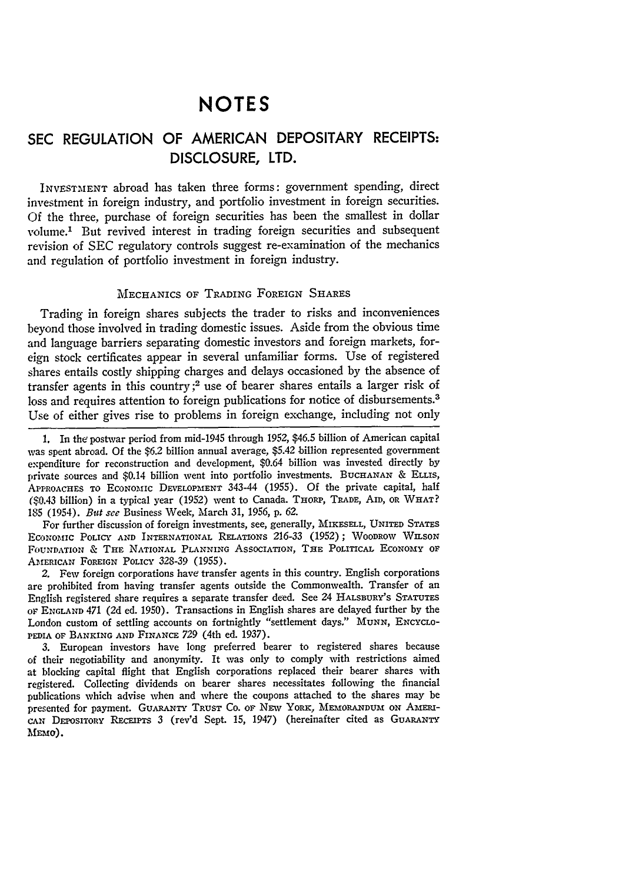# NOTES

## SEC REGULATION OF AMERICAN DEPOSITARY RECEIPTS: DISCLOSURE, LTD.

INVESTMENT abroad has taken three forms: government spending, direct investment in foreign industry, and portfolio investment in foreign securities. Of the three, purchase of foreign securities has been the smallest in dollar volume.[1] But revived interest in trading foreign securities and subsequent revision of SEC regulatory controls suggest re-examination of the mechanics and regulation of portfolio investment in foreign industry.

### MECHANICS OF TRADING FOREIGN SHARES

Trading in foreign shares subjects the trader to risks and inconveniences beyond those involved in trading domestic issues. Aside from the obvious time and language barriers separating domestic investors and foreign markets, foreign stock certificates appear in several unfamiliar forms. Use of registered shares entails costly shipping charges and delays occasioned by the absence of transfer agents in this country;[2] use of bearer shares entails a larger risk of loss and requires attention to foreign publications for notice of disbursements.[3] Use of either gives rise to problems in foreign exchange, including not only

---

1. In the postwar period from mid-1945 through 1952, \$46.5 billion of American capital was spent abroad. Of the \$6.2 billion annual average, \$5.42 billion represented government expenditure for reconstruction and development, \$0.64 billion was invested directly by private sources and \$0.14 billion went into portfolio investments. BUCHANAN & ELLIS, APPROACHES TO ECONOMIC DEVELOPMENT 343-44 (1955). Of the private capital, half (\$0.43 billion) in a typical year (1952) went to Canada. THORP, TRADE, AID, OR WHAT? 185 (1954). *But see* Business Week, March 31, 1956, p. 62.

For further discussion of foreign investments, see, generally, MIKESELL, UNITED STATES ECONOMIC POLICY AND INTERNATIONAL RELATIONS 216-33 (1952); WOODROW WILSON FOUNDATION & THE NATIONAL PLANNING ASSOCIATION, THE POLITICAL ECONOMY OF AMERICAN FOREIGN POLICY 328-39 (1955).

2. Few foreign corporations have transfer agents in this country. English corporations are prohibited from having transfer agents outside the Commonwealth. Transfer of an English registered share requires a separate transfer deed. See 24 HALSBURY'S STATUTES OF ENGLAND 471 (2d ed. 1950). Transactions in English shares are delayed further by the London custom of settling accounts on fortnightly "settlement days." MUNN, ENCYCLOPEDIA OF BANKING AND FINANCE 729 (4th ed. 1937).

3. European investors have long preferred bearer to registered shares because of their negotiability and anonymity. It was only to comply with restrictions aimed at blocking capital flight that English corporations replaced their bearer shares with registered. Collecting dividends on bearer shares necessitates following the financial publications which advise when and where the coupons attached to the shares may be presented for payment. GUARANTY TRUST CO. OF NEW YORK, MEMORANDUM ON AMERICAN DEPOSITORY RECEIPTS 3 (rev'd Sept. 15, 1947) (hereinafter cited as GUARANTY MEMO).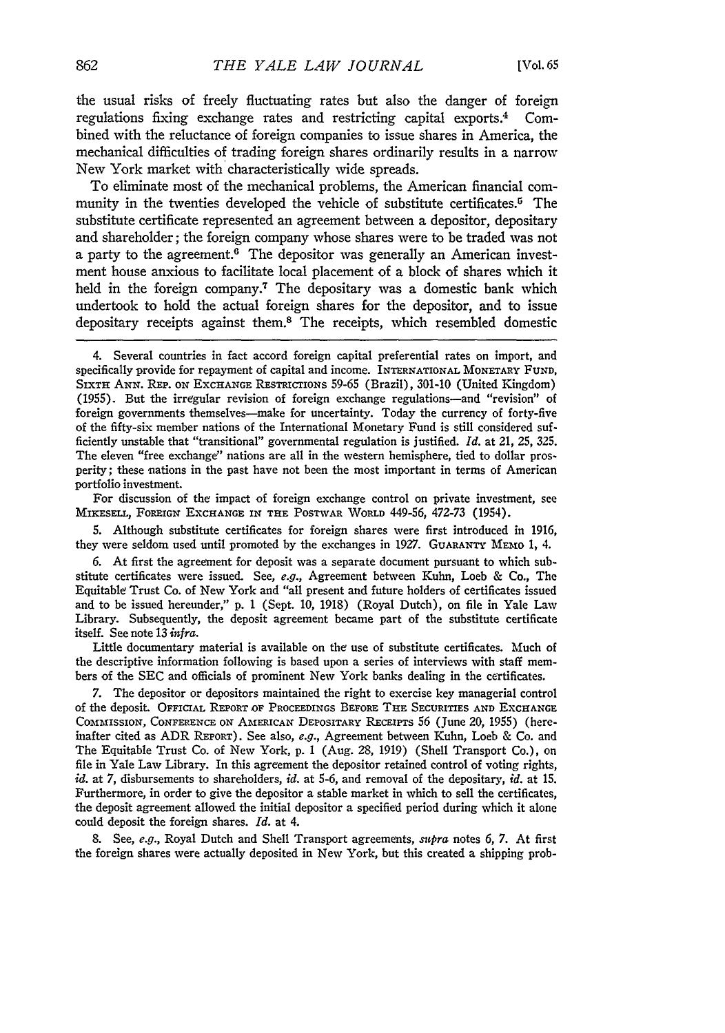the usual risks of freely fluctuating rates but also the danger of foreign regulations fixing exchange rates and restricting capital exports.[4] Combined with the reluctance of foreign companies to issue shares in America, the mechanical difficulties of trading foreign shares ordinarily results in a narrow New York market with characteristically wide spreads.

To eliminate most of the mechanical problems, the American financial community in the twenties developed the vehicle of substitute certificates.[5] The substitute certificate represented an agreement between a depositor, depositary and shareholder; the foreign company whose shares were to be traded was not a party to the agreement.[6] The depositor was generally an American investment house anxious to facilitate local placement of a block of shares which it held in the foreign company.[7] The depositary was a domestic bank which undertook to hold the actual foreign shares for the depositor, and to issue depositary receipts against them.[8] The receipts, which resembled domestic

---

4. Several countries in fact accord foreign capital preferential rates on import, and specifically provide for repayment of capital and income. INTERNATIONAL MONETARY FUND, SIXTH ANN. REP. ON EXCHANGE RESTRICTIONS 59-65 (Brazil), 301-10 (United Kingdom) (1955). But the irregular revision of foreign exchange regulations—and "revision" of foreign governments themselves—make for uncertainty. Today the currency of forty-five of the fifty-six member nations of the International Monetary Fund is still considered sufficiently unstable that "transitional" governmental regulation is justified. *Id.* at 21, 25, 325. The eleven "free exchange" nations are all in the western hemisphere, tied to dollar prosperity; these nations in the past have not been the most important in terms of American portfolio investment.

For discussion of the impact of foreign exchange control on private investment, see MIKESELL, FOREIGN EXCHANGE IN THE POSTWAR WORLD 449-56, 472-73 (1954).

5. Although substitute certificates for foreign shares were first introduced in 1916, they were seldom used until promoted by the exchanges in 1927. GUARANTY MEMO 1, 4.

6. At first the agreement for deposit was a separate document pursuant to which substitute certificates were issued. See, *e.g.*, Agreement between Kuhn, Loeb & Co., The Equitable Trust Co. of New York and "all present and future holders of certificates issued and to be issued hereunder," p. 1 (Sept. 10, 1918) (Royal Dutch), on file in Yale Law Library. Subsequently, the deposit agreement became part of the substitute certificate itself. See note 13 *infra*.

Little documentary material is available on the use of substitute certificates. Much of the descriptive information following is based upon a series of interviews with staff members of the SEC and officials of prominent New York banks dealing in the certificates.

7. The depositor or depositors maintained the right to exercise key managerial control of the deposit. OFFICIAL REPORT OF PROCEEDINGS BEFORE THE SECURITIES AND EXCHANGE COMMISSION, CONFERENCE ON AMERICAN DEPOSITARY RECEIPTS 56 (June 20, 1955) (hereinafter cited as ADR REPORT). See also, *e.g.*, Agreement between Kuhn, Loeb & Co. and The Equitable Trust Co. of New York, p. 1 (Aug. 28, 1919) (Shell Transport Co.), on file in Yale Law Library. In this agreement the depositor retained control of voting rights, *id.* at 7, disbursements to shareholders, *id.* at 5-6, and removal of the depositary, *id.* at 15. Furthermore, in order to give the depositor a stable market in which to sell the certificates, the deposit agreement allowed the initial depositor a specified period during which it alone could deposit the foreign shares. *Id.* at 4.

8. See, *e.g.*, Royal Dutch and Shell Transport agreements, *supra* notes 6, 7. At first the foreign shares were actually deposited in New York, but this created a shipping prob-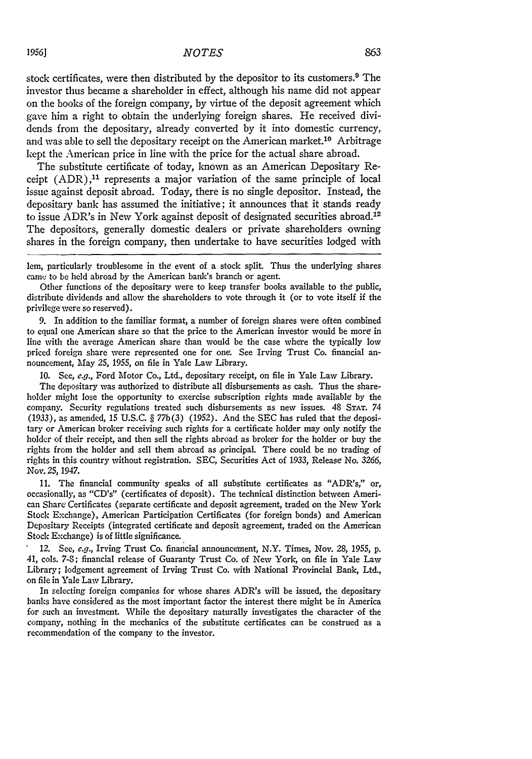stock certificates, were then distributed by the depositor to its customers.[9] The investor thus became a shareholder in effect, although his name did not appear on the books of the foreign company, by virtue of the deposit agreement which gave him a right to obtain the underlying foreign shares. He received dividends from the depositary, already converted by it into domestic currency, and was able to sell the depositary receipt on the American market.[10] Arbitrage kept the American price in line with the price for the actual share abroad.

The substitute certificate of today, known as an American Depositary Receipt (ADR),[11] represents a major variation of the same principle of local issue against deposit abroad. Today, there is no single depositor. Instead, the depositary bank has assumed the initiative; it announces that it stands ready to issue ADR's in New York against deposit of designated securities abroad.[12] The depositors, generally domestic dealers or private shareholders owning shares in the foreign company, then undertake to have securities lodged with

---

lem, particularly troublesome in the event of a stock split. Thus the underlying shares came to be held abroad by the American bank's branch or agent.

Other functions of the depositary were to keep transfer books available to the public, distribute dividends and allow the shareholders to vote through it (or to vote itself if the privilege were so reserved).

9. In addition to the familiar format, a number of foreign shares were often combined to equal one American share so that the price to the American investor would be more in line with the average American share than would be the case where the typically low priced foreign share were represented one for one. See Irving Trust Co. financial announcement, May 25, 1955, on file in Yale Law Library.

10. See, *e.g.*, Ford Motor Co., Ltd., depositary receipt, on file in Yale Law Library.

The depositary was authorized to distribute all disbursements as cash. Thus the shareholder might lose the opportunity to exercise subscription rights made available by the company. Security regulations treated such disbursements as new issues. 48 STAT. 74 (1933), as amended, 15 U.S.C. § 77b(3) (1952). And the SEC has ruled that the depositary or American broker receiving such rights for a certificate holder may only notify the holder of their receipt, and then sell the rights abroad as broker for the holder or buy the rights from the holder and sell them abroad as principal. There could be no trading of rights in this country without registration. SEC, Securities Act of 1933, Release No. 3266, Nov. 25, 1947.

11. The financial community speaks of all substitute certificates as "ADR's," or, occasionally, as "CD's" (certificates of deposit). The technical distinction between American Share Certificates (separate certificate and deposit agreement, traded on the New York Stock Exchange), American Participation Certificates (for foreign bonds) and American Depositary Receipts (integrated certificate and deposit agreement, traded on the American Stock Exchange) is of little significance.

12. See, *e.g.*, Irving Trust Co. financial announcement, N.Y. Times, Nov. 28, 1955, p. 41, cols. 7-8; financial release of Guaranty Trust Co. of New York, on file in Yale Law Library; lodgement agreement of Irving Trust Co. with National Provincial Bank, Ltd., on file in Yale Law Library.

In selecting foreign companies for whose shares ADR's will be issued, the depositary banks have considered as the most important factor the interest there might be in America for such an investment. While the depositary naturally investigates the character of the company, nothing in the mechanics of the substitute certificates can be construed as a recommendation of the company to the investor.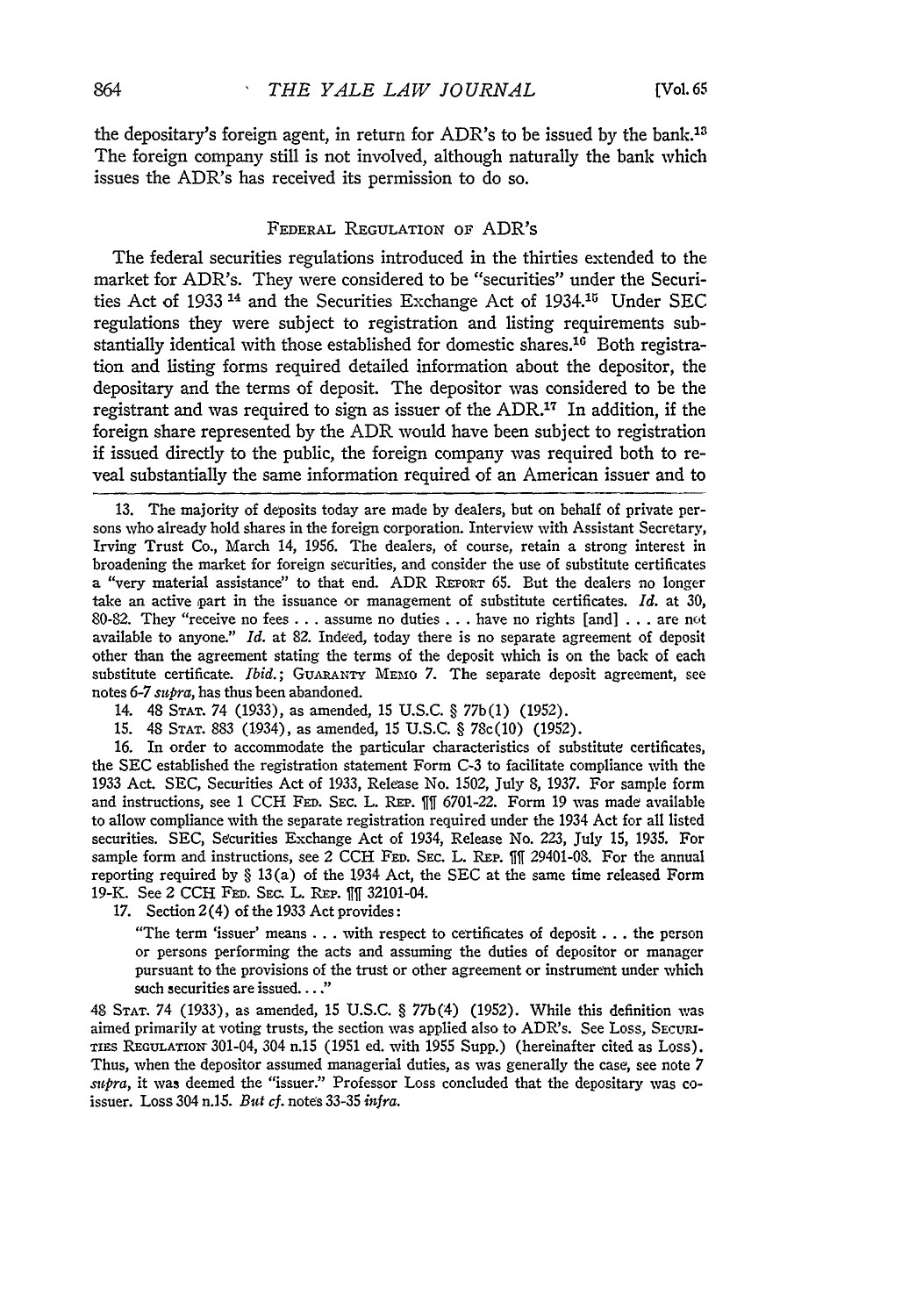the depositary's foreign agent, in return for ADR's to be issued by the bank.[13] The foreign company still is not involved, although naturally the bank which issues the ADR's has received its permission to do so.

## FEDERAL REGULATION OF ADR'S

The federal securities regulations introduced in the thirties extended to the market for ADR's. They were considered to be "securities" under the Securities Act of 1933 [14] and the Securities Exchange Act of 1934.[15] Under SEC regulations they were subject to registration and listing requirements substantially identical with those established for domestic shares.[16] Both registration and listing forms required detailed information about the depositor, the depositary and the terms of deposit. The depositor was considered to be the registrant and was required to sign as issuer of the ADR.[17] In addition, if the foreign share represented by the ADR would have been subject to registration if issued directly to the public, the foreign company was required both to reveal substantially the same information required of an American issuer and to

---

13. The majority of deposits today are made by dealers, but on behalf of private persons who already hold shares in the foreign corporation. Interview with Assistant Secretary, Irving Trust Co., March 14, 1956. The dealers, of course, retain a strong interest in broadening the market for foreign securities, and consider the use of substitute certificates a "very material assistance" to that end. ADR REPORT 65. But the dealers no longer take an active part in the issuance or management of substitute certificates. *Id.* at 30, 80-82. They "receive no fees . . . assume no duties . . . have no rights [and] . . . are not available to anyone." *Id.* at 82. Indeed, today there is no separate agreement of deposit other than the agreement stating the terms of the deposit which is on the back of each substitute certificate. *Ibid.*; GUARANTY MEMO 7. The separate deposit agreement, see notes 6-7 *supra*, has thus been abandoned.

14. 48 STAT. 74 (1933), as amended, 15 U.S.C. § 77b(1) (1952).

15. 48 STAT. 883 (1934), as amended, 15 U.S.C. § 78c(10) (1952).

16. In order to accommodate the particular characteristics of substitute certificates, the SEC established the registration statement Form C-3 to facilitate compliance with the 1933 Act. SEC, Securities Act of 1933, Release No. 1502, July 8, 1937. For sample form and instructions, see 1 CCH FED. SEC. L. REP. ¶¶ 6701-22. Form 19 was made available to allow compliance with the separate registration required under the 1934 Act for all listed securities. SEC, Securities Exchange Act of 1934, Release No. 223, July 15, 1935. For sample form and instructions, see 2 CCH FED. SEC. L. REP. ¶¶ 29401-08. For the annual reporting required by § 13(a) of the 1934 Act, the SEC at the same time released Form 19-K. See 2 CCH FED. SEC. L. REP. ¶¶ 32101-04.

17. Section 2(4) of the 1933 Act provides:

> "The term 'issuer' means . . . with respect to certificates of deposit . . . the person or persons performing the acts and assuming the duties of depositor or manager pursuant to the provisions of the trust or other agreement or instrument under which such securities are issued. . . ."

48 STAT. 74 (1933), as amended, 15 U.S.C. § 77b(4) (1952). While this definition was aimed primarily at voting trusts, the section was applied also to ADR's. See LOSS, SECURITIES REGULATION 301-04, 304 n.15 (1951 ed. with 1955 Supp.) (hereinafter cited as LOSS). Thus, when the depositor assumed managerial duties, as was generally the case, see note 7 *supra*, it was deemed the "issuer." Professor Loss concluded that the depositary was co-issuer. LOSS 304 n.15. *But cf.* notes 33-35 *infra*.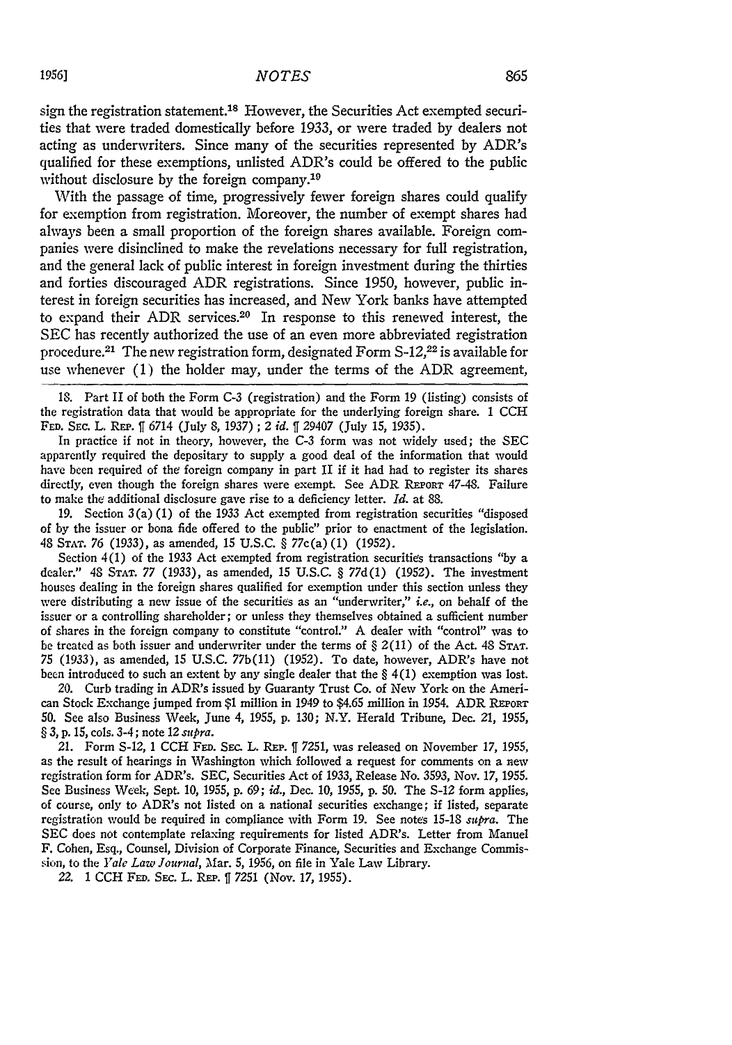sign the registration statement.[18] However, the Securities Act exempted securities that were traded domestically before 1933, or were traded by dealers not acting as underwriters. Since many of the securities represented by ADR's qualified for these exemptions, unlisted ADR's could be offered to the public without disclosure by the foreign company.[19]

With the passage of time, progressively fewer foreign shares could qualify for exemption from registration. Moreover, the number of exempt shares had always been a small proportion of the foreign shares available. Foreign companies were disinclined to make the revelations necessary for full registration, and the general lack of public interest in foreign investment during the thirties and forties discouraged ADR registrations. Since 1950, however, public interest in foreign securities has increased, and New York banks have attempted to expand their ADR services.[20] In response to this renewed interest, the SEC has recently authorized the use of an even more abbreviated registration procedure.[21] The new registration form, designated Form S-12,[22] is available for use whenever (1) the holder may, under the terms of the ADR agreement,

18. Part II of both the Form C-3 (registration) and the Form 19 (listing) consists of the registration data that would be appropriate for the underlying foreign share. 1 CCH FED. SEC. L. REP. ¶ 6714 (July 8, 1937); 2 *id.* ¶ 29407 (July 15, 1935).

In practice if not in theory, however, the C-3 form was not widely used; the SEC apparently required the depositary to supply a good deal of the information that would have been required of the foreign company in part II if it had had to register its shares directly, even though the foreign shares were exempt. See ADR REPORT 47-48. Failure to make the additional disclosure gave rise to a deficiency letter. *Id.* at 88.

19. Section 3(a)(1) of the 1933 Act exempted from registration securities "disposed of by the issuer or bona fide offered to the public" prior to enactment of the legislation. 48 STAT. 76 (1933), as amended, 15 U.S.C. § 77c(a)(1) (1952).

Section 4(1) of the 1933 Act exempted from registration securities transactions "by a dealer." 48 STAT. 77 (1933), as amended, 15 U.S.C. § 77d(1) (1952). The investment houses dealing in the foreign shares qualified for exemption under this section unless they were distributing a new issue of the securities as an "underwriter," *i.e.*, on behalf of the issuer or a controlling shareholder; or unless they themselves obtained a sufficient number of shares in the foreign company to constitute "control." A dealer with "control" was to be treated as both issuer and underwriter under the terms of § 2(11) of the Act. 48 STAT. 75 (1933), as amended, 15 U.S.C. 77b(11) (1952). To date, however, ADR's have not been introduced to such an extent by any single dealer that the § 4(1) exemption was lost.

20. Curb trading in ADR's issued by Guaranty Trust Co. of New York on the American Stock Exchange jumped from $1 million in 1949 to $4.65 million in 1954. ADR REPORT 50. See also Business Week, June 4, 1955, p. 130; N.Y. Herald Tribune, Dec. 21, 1955, § 3, p. 15, cols. 3-4; note 12 *supra*.

21. Form S-12, 1 CCH FED. SEC. L. REP. ¶ 7251, was released on November 17, 1955, as the result of hearings in Washington which followed a request for comments on a new registration form for ADR's. SEC, Securities Act of 1933, Release No. 3593, Nov. 17, 1955. See Business Week, Sept. 10, 1955, p. 69; *id.*, Dec. 10, 1955, p. 50. The S-12 form applies, of course, only to ADR's not listed on a national securities exchange; if listed, separate registration would be required in compliance with Form 19. See notes 15-18 *supra*. The SEC does not contemplate relaxing requirements for listed ADR's. Letter from Manuel F. Cohen, Esq., Counsel, Division of Corporate Finance, Securities and Exchange Commission, to the *Yale Law Journal*, Mar. 5, 1956, on file in Yale Law Library.

22. 1 CCH FED. SEC. L. REP. ¶ 7251 (Nov. 17, 1955).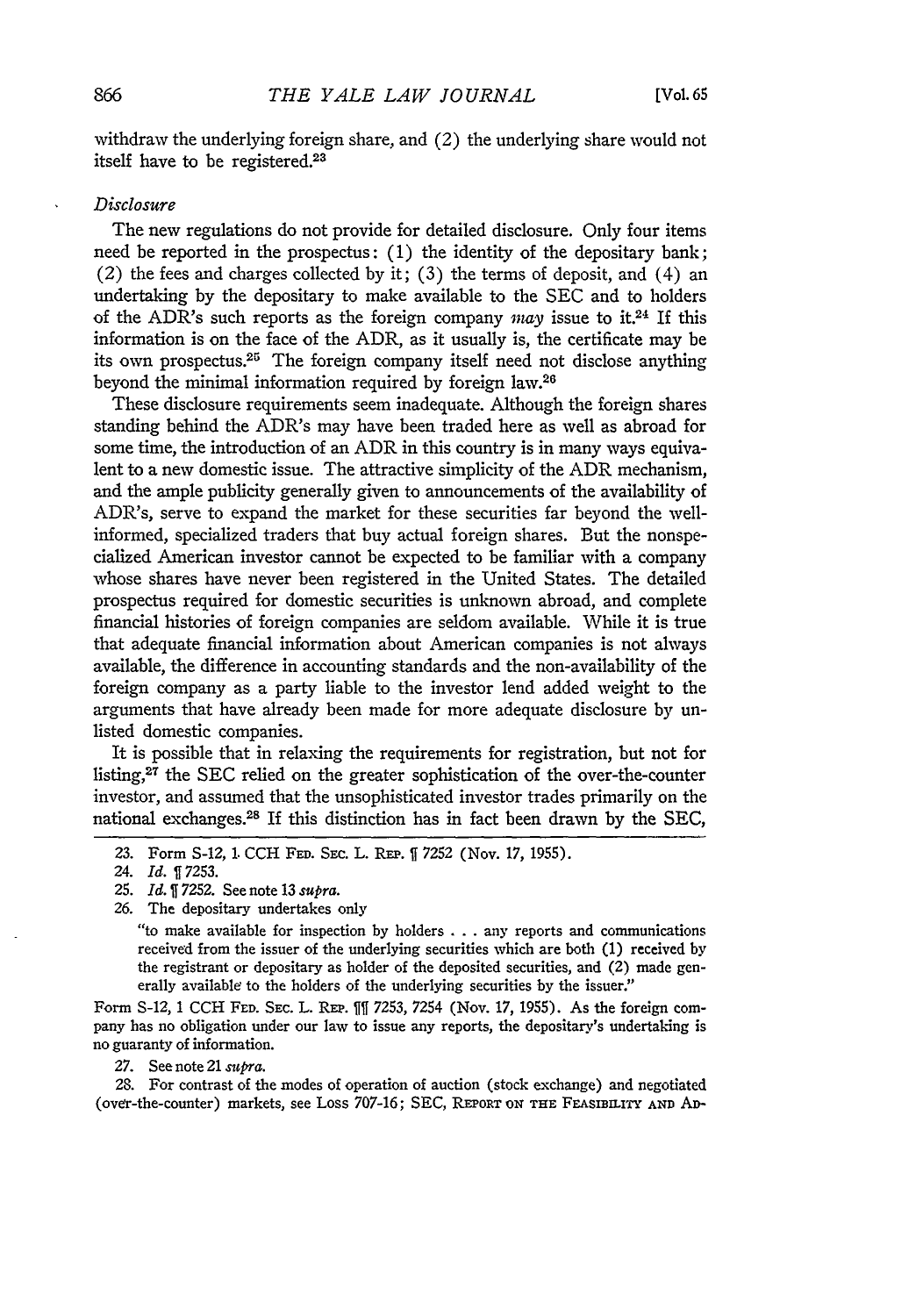withdraw the underlying foreign share, and (2) the underlying share would not itself have to be registered.[23]

*Disclosure*

The new regulations do not provide for detailed disclosure. Only four items need be reported in the prospectus: (1) the identity of the depositary bank; (2) the fees and charges collected by it; (3) the terms of deposit, and (4) an undertaking by the depositary to make available to the SEC and to holders of the ADR's such reports as the foreign company *may* issue to it.[24] If this information is on the face of the ADR, as it usually is, the certificate may be its own prospectus.[25] The foreign company itself need not disclose anything beyond the minimal information required by foreign law.[26]

These disclosure requirements seem inadequate. Although the foreign shares standing behind the ADR's may have been traded here as well as abroad for some time, the introduction of an ADR in this country is in many ways equivalent to a new domestic issue. The attractive simplicity of the ADR mechanism, and the ample publicity generally given to announcements of the availability of ADR's, serve to expand the market for these securities far beyond the well-informed, specialized traders that buy actual foreign shares. But the nonspecialized American investor cannot be expected to be familiar with a company whose shares have never been registered in the United States. The detailed prospectus required for domestic securities is unknown abroad, and complete financial histories of foreign companies are seldom available. While it is true that adequate financial information about American companies is not always available, the difference in accounting standards and the non-availability of the foreign company as a party liable to the investor lend added weight to the arguments that have already been made for more adequate disclosure by unlisted domestic companies.

It is possible that in relaxing the requirements for registration, but not for listing,[27] the SEC relied on the greater sophistication of the over-the-counter investor, and assumed that the unsophisticated investor trades primarily on the national exchanges.[28] If this distinction has in fact been drawn by the SEC,

---

23. Form S-12, 1 CCH Fed. Sec. L. Rep. ¶ 7252 (Nov. 17, 1955).

24. *Id.* ¶ 7253.

25. *Id.* ¶ 7252. See note 13 *supra*.

26. The depositary undertakes only

> "to make available for inspection by holders . . . any reports and communications received from the issuer of the underlying securities which are both (1) received by the registrant or depositary as holder of the deposited securities, and (2) made generally available to the holders of the underlying securities by the issuer."

Form S-12, 1 CCH Fed. Sec. L. Rep. ¶¶ 7253, 7254 (Nov. 17, 1955). As the foreign company has no obligation under our law to issue any reports, the depositary's undertaking is no guaranty of information.

27. See note 21 *supra*.

28. For contrast of the modes of operation of auction (stock exchange) and negotiated (over-the-counter) markets, see Loss 707-16; SEC, Report on the Feasibility and Ad-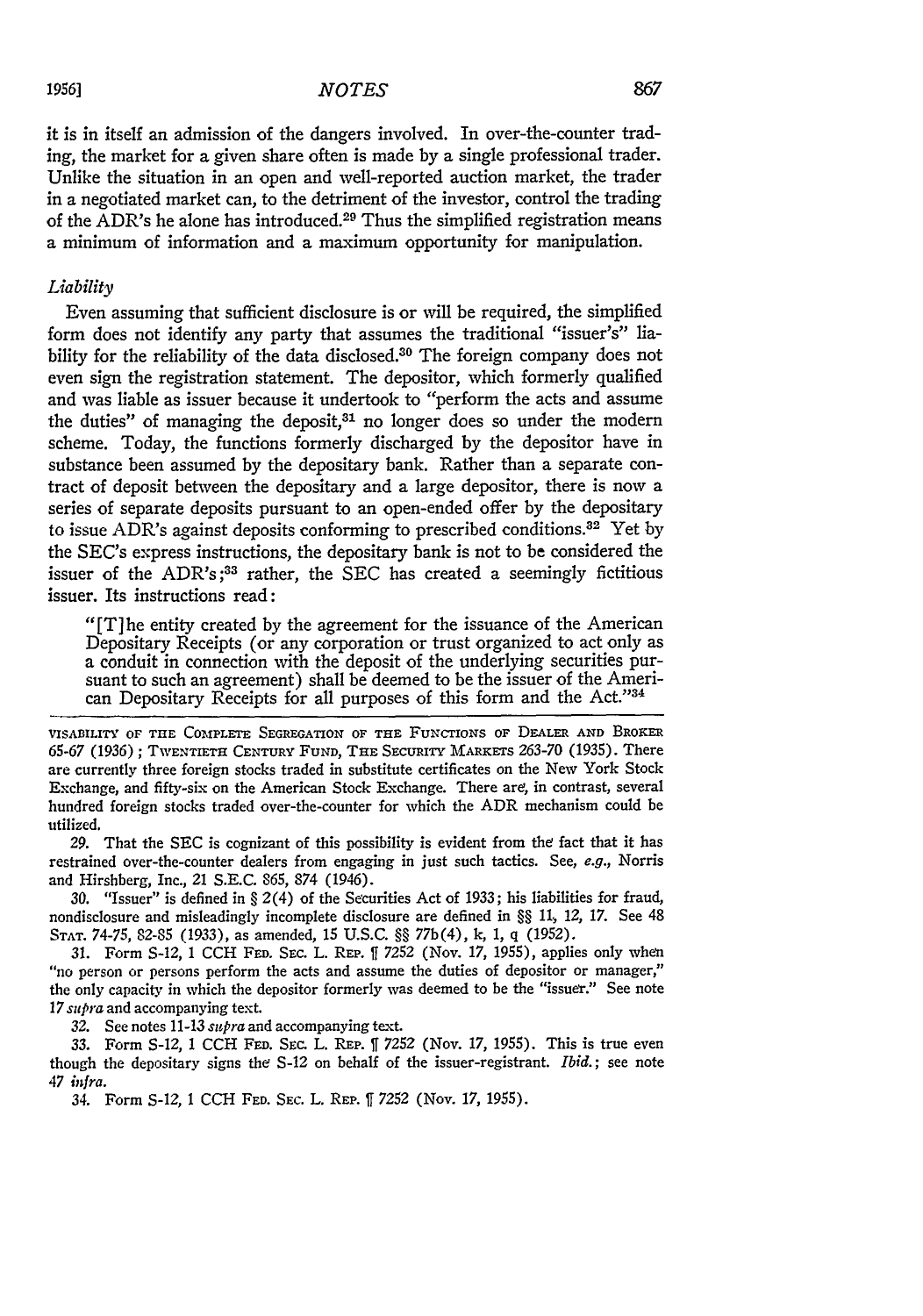it is in itself an admission of the dangers involved. In over-the-counter trading, the market for a given share often is made by a single professional trader. Unlike the situation in an open and well-reported auction market, the trader in a negotiated market can, to the detriment of the investor, control the trading of the ADR's he alone has introduced.[29] Thus the simplified registration means a minimum of information and a maximum opportunity for manipulation.

*Liability*

Even assuming that sufficient disclosure is or will be required, the simplified form does not identify any party that assumes the traditional "issuer's" liability for the reliability of the data disclosed.[30] The foreign company does not even sign the registration statement. The depositor, which formerly qualified and was liable as issuer because it undertook to "perform the acts and assume the duties" of managing the deposit,[31] no longer does so under the modern scheme. Today, the functions formerly discharged by the depositor have in substance been assumed by the depositary bank. Rather than a separate contract of deposit between the depositary and a large depositor, there is now a series of separate deposits pursuant to an open-ended offer by the depositary to issue ADR's against deposits conforming to prescribed conditions.[32] Yet by the SEC's express instructions, the depositary bank is not to be considered the issuer of the ADR's;[33] rather, the SEC has created a seemingly fictitious issuer. Its instructions read:

> "[T]he entity created by the agreement for the issuance of the American Depositary Receipts (or any corporation or trust organized to act only as a conduit in connection with the deposit of the underlying securities pursuant to such an agreement) shall be deemed to be the issuer of the American Depositary Receipts for all purposes of this form and the Act."[34]

---

VISABILITY OF THE COMPLETE SEGREGATION OF THE FUNCTIONS OF DEALER AND BROKER 65-67 (1936); TWENTIETH CENTURY FUND, THE SECURITY MARKETS 263-70 (1935). There are currently three foreign stocks traded in substitute certificates on the New York Stock Exchange, and fifty-six on the American Stock Exchange. There are, in contrast, several hundred foreign stocks traded over-the-counter for which the ADR mechanism could be utilized.

29. That the SEC is cognizant of this possibility is evident from the fact that it has restrained over-the-counter dealers from engaging in just such tactics. See, *e.g.*, Norris and Hirshberg, Inc., 21 S.E.C. 865, 874 (1946).

30. "Issuer" is defined in § 2(4) of the Securities Act of 1933; his liabilities for fraud, nondisclosure and misleadingly incomplete disclosure are defined in §§ 11, 12, 17. See 48 STAT. 74-75, 82-85 (1933), as amended, 15 U.S.C. §§ 77b(4), k, l, q (1952).

31. Form S-12, 1 CCH FED. SEC. L. REP. ¶ 7252 (Nov. 17, 1955), applies only when "no person or persons perform the acts and assume the duties of depositor or manager," the only capacity in which the depositor formerly was deemed to be the "issuer." See note 17 *supra* and accompanying text.

32. See notes 11-13 *supra* and accompanying text.

33. Form S-12, 1 CCH FED. SEC. L. REP. ¶ 7252 (Nov. 17, 1955). This is true even though the depositary signs the S-12 on behalf of the issuer-registrant. *Ibid.*; see note 47 *infra*.

34. Form S-12, 1 CCH FED. SEC. L. REP. ¶ 7252 (Nov. 17, 1955).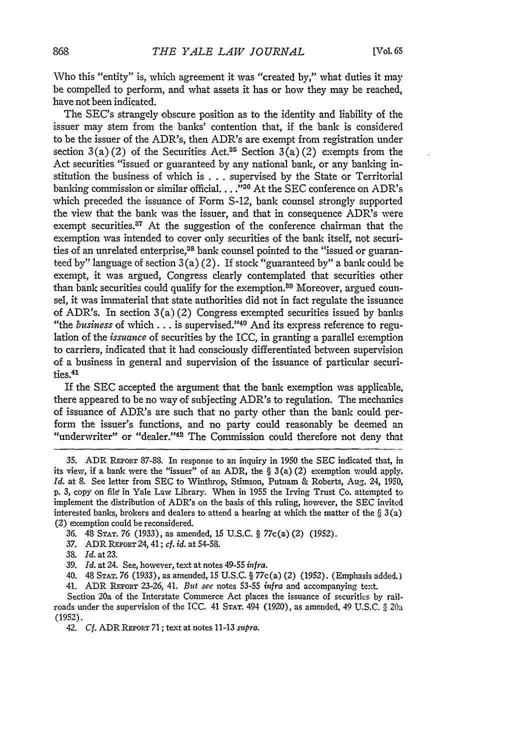Who this "entity" is, which agreement it was "created by," what duties it may be compelled to perform, and what assets it has or how they may be reached, have not been indicated.

The SEC's strangely obscure position as to the identity and liability of the issuer may stem from the banks' contention that, if the bank is considered to be the issuer of the ADR's, then ADR's are exempt from registration under section 3(a)(2) of the Securities Act.[35] Section 3(a)(2) exempts from the Act securities "issued or guaranteed by any national bank, or any banking institution the business of which is . . . supervised by the State or Territorial banking commission or similar official. . . ."[36] At the SEC conference on ADR's which preceded the issuance of Form S-12, bank counsel strongly supported the view that the bank was the issuer, and that in consequence ADR's were exempt securities.[37] At the suggestion of the conference chairman that the exemption was intended to cover only securities of the bank itself, not securities of an unrelated enterprise,[38] bank counsel pointed to the "issued or guaranteed by" language of section 3(a)(2). If stock "guaranteed by" a bank could be exempt, it was argued, Congress clearly contemplated that securities other than bank securities could qualify for the exemption.[39] Moreover, argued counsel, it was immaterial that state authorities did not in fact regulate the issuance of ADR's. In section 3(a)(2) Congress exempted securities issued by banks "the *business* of which . . . is supervised."[40] And its express reference to regulation of the *issuance* of securities by the ICC, in granting a parallel exemption to carriers, indicated that it had consciously differentiated between supervision of a business in general and supervision of the issuance of particular securities.[41]

If the SEC accepted the argument that the bank exemption was applicable, there appeared to be no way of subjecting ADR's to regulation. The mechanics of issuance of ADR's are such that no party other than the bank could perform the issuer's functions, and no party could reasonably be deemed an "underwriter" or "dealer."[42] The Commission could therefore not deny that

---

35. ADR REPORT 87-88. In response to an inquiry in 1950 the SEC indicated that, in its view, if a bank were the "issuer" of an ADR, the § 3(a)(2) exemption would apply. *Id.* at 8. See letter from SEC to Winthrop, Stimson, Putnam & Roberts, Aug. 24, 1950, p. 3, copy on file in Yale Law Library. When in 1955 the Irving Trust Co. attempted to implement the distribution of ADR's on the basis of this ruling, however, the SEC invited interested banks, brokers and dealers to attend a hearing at which the matter of the § 3(a)(2) exemption could be reconsidered.

36. 48 STAT. 76 (1933), as amended, 15 U.S.C. § 77c(a)(2) (1952).

37. ADR REPORT 24, 41; *cf. id.* at 54-58.

38. *Id.* at 23.

39. *Id.* at 24. See, however, text at notes 49-55 *infra*.

40. 48 STAT. 76 (1933), as amended, 15 U.S.C. § 77c(a)(2) (1952). (Emphasis added.)

41. ADR REPORT 23-26, 41. *But see* notes 53-55 *infra* and accompanying text.

Section 20a of the Interstate Commerce Act places the issuance of securities by railroads under the supervision of the ICC. 41 STAT. 494 (1920), as amended, 49 U.S.C. § 20a (1952).

42. *Cf.* ADR REPORT 71; text at notes 11-13 *supra*.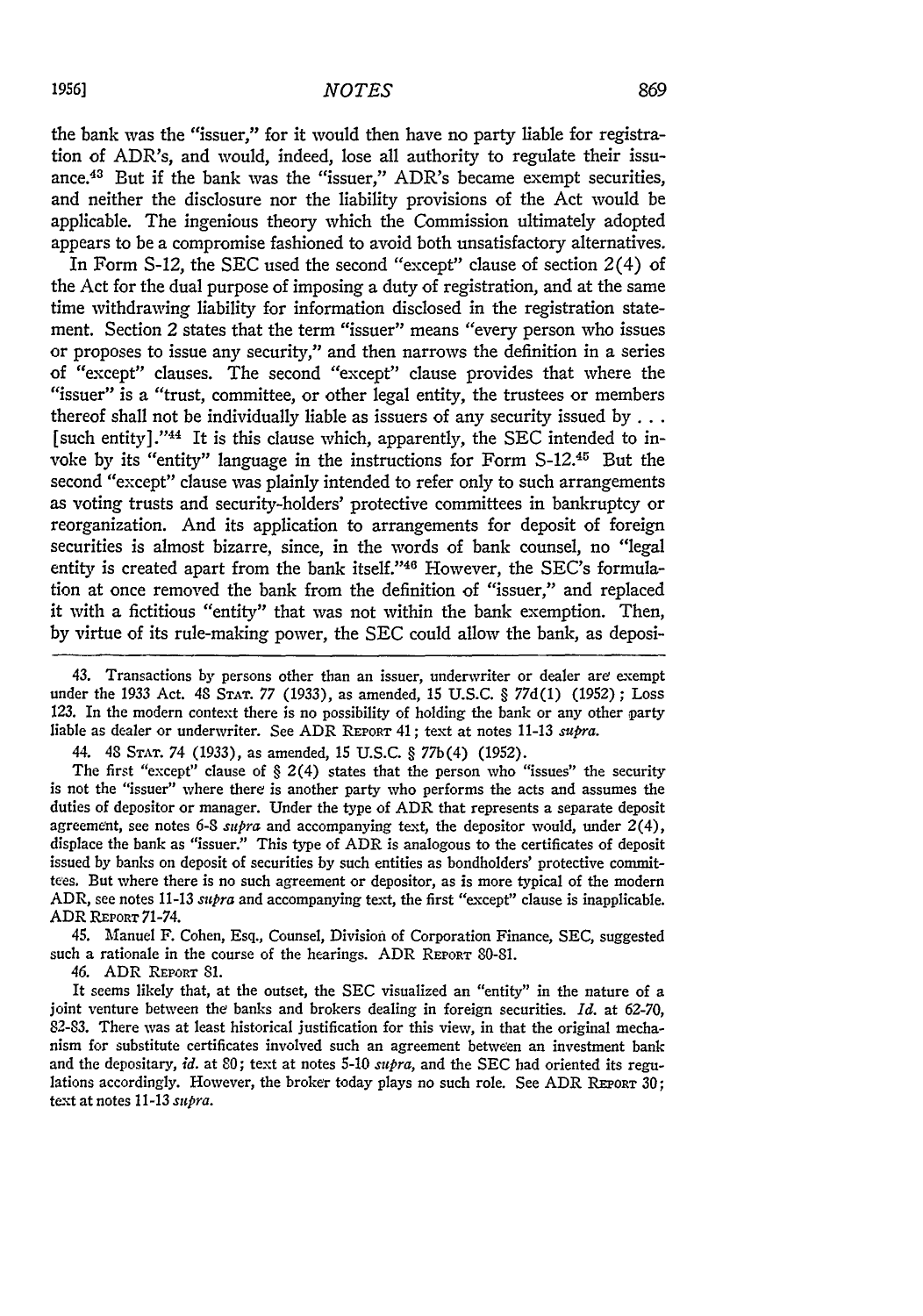the bank was the "issuer," for it would then have no party liable for registration of ADR's, and would, indeed, lose all authority to regulate their issuance.[43] But if the bank was the "issuer," ADR's became exempt securities, and neither the disclosure nor the liability provisions of the Act would be applicable. The ingenious theory which the Commission ultimately adopted appears to be a compromise fashioned to avoid both unsatisfactory alternatives.

In Form S-12, the SEC used the second "except" clause of section 2(4) of the Act for the dual purpose of imposing a duty of registration, and at the same time withdrawing liability for information disclosed in the registration statement. Section 2 states that the term "issuer" means "every person who issues or proposes to issue any security," and then narrows the definition in a series of "except" clauses. The second "except" clause provides that where the "issuer" is a "trust, committee, or other legal entity, the trustees or members thereof shall not be individually liable as issuers of any security issued by . . . [such entity]."[44] It is this clause which, apparently, the SEC intended to invoke by its "entity" language in the instructions for Form S-12.[45] But the second "except" clause was plainly intended to refer only to such arrangements as voting trusts and security-holders' protective committees in bankruptcy or reorganization. And its application to arrangements for deposit of foreign securities is almost bizarre, since, in the words of bank counsel, no "legal entity is created apart from the bank itself."[46] However, the SEC's formulation at once removed the bank from the definition of "issuer," and replaced it with a fictitious "entity" that was not within the bank exemption. Then, by virtue of its rule-making power, the SEC could allow the bank, as deposi-

---

43. Transactions by persons other than an issuer, underwriter or dealer are exempt under the 1933 Act. 48 STAT. 77 (1933), as amended, 15 U.S.C. § 77d(1) (1952); Loss 123. In the modern context there is no possibility of holding the bank or any other party liable as dealer or underwriter. See ADR REPORT 41; text at notes 11-13 *supra*.

44. 48 STAT. 74 (1933), as amended, 15 U.S.C. § 77b(4) (1952).

The first "except" clause of § 2(4) states that the person who "issues" the security is not the "issuer" where there is another party who performs the acts and assumes the duties of depositor or manager. Under the type of ADR that represents a separate deposit agreement, see notes 6-8 *supra* and accompanying text, the depositor would, under 2(4), displace the bank as "issuer." This type of ADR is analogous to the certificates of deposit issued by banks on deposit of securities by such entities as bondholders' protective committees. But where there is no such agreement or depositor, as is more typical of the modern ADR, see notes 11-13 *supra* and accompanying text, the first "except" clause is inapplicable. ADR REPORT 71-74.

45. Manuel F. Cohen, Esq., Counsel, Division of Corporation Finance, SEC, suggested such a rationale in the course of the hearings. ADR REPORT 80-81.

46. ADR REPORT 81.

It seems likely that, at the outset, the SEC visualized an "entity" in the nature of a joint venture between the banks and brokers dealing in foreign securities. *Id.* at 62-70, 82-83. There was at least historical justification for this view, in that the original mechanism for substitute certificates involved such an agreement between an investment bank and the depositary, *id.* at 80; text at notes 5-10 *supra*, and the SEC had oriented its regulations accordingly. However, the broker today plays no such role. See ADR REPORT 30; text at notes 11-13 *supra*.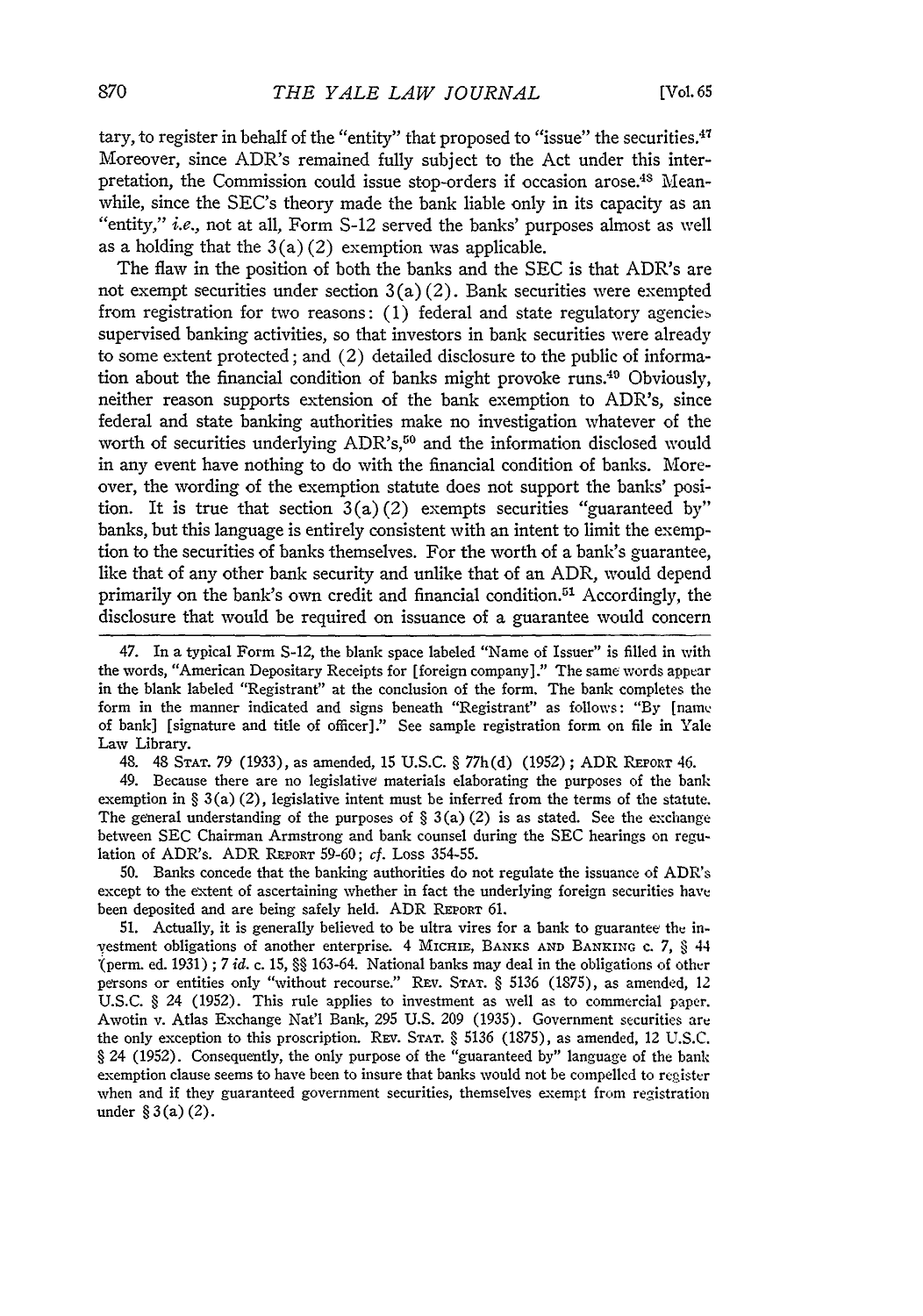tary, to register in behalf of the "entity" that proposed to "issue" the securities.[47] Moreover, since ADR's remained fully subject to the Act under this interpretation, the Commission could issue stop-orders if occasion arose.[48] Meanwhile, since the SEC's theory made the bank liable only in its capacity as an "entity," *i.e.*, not at all, Form S-12 served the banks' purposes almost as well as a holding that the 3(a)(2) exemption was applicable.

The flaw in the position of both the banks and the SEC is that ADR's are not exempt securities under section 3(a)(2). Bank securities were exempted from registration for two reasons: (1) federal and state regulatory agencies supervised banking activities, so that investors in bank securities were already to some extent protected; and (2) detailed disclosure to the public of information about the financial condition of banks might provoke runs.[49] Obviously, neither reason supports extension of the bank exemption to ADR's, since federal and state banking authorities make no investigation whatever of the worth of securities underlying ADR's,[50] and the information disclosed would in any event have nothing to do with the financial condition of banks. Moreover, the wording of the exemption statute does not support the banks' position. It is true that section 3(a)(2) exempts securities "guaranteed by" banks, but this language is entirely consistent with an intent to limit the exemption to the securities of banks themselves. For the worth of a bank's guarantee, like that of any other bank security and unlike that of an ADR, would depend primarily on the bank's own credit and financial condition.[51] Accordingly, the disclosure that would be required on issuance of a guarantee would concern

47. In a typical Form S-12, the blank space labeled "Name of Issuer" is filled in with the words, "American Depositary Receipts for [foreign company]." The same words appear in the blank labeled "Registrant" at the conclusion of the form. The bank completes the form in the manner indicated and signs beneath "Registrant" as follows: "By [name of bank] [signature and title of officer]." See sample registration form on file in Yale Law Library.

48. 48 STAT. 79 (1933), as amended, 15 U.S.C. § 77h(d) (1952); ADR REPORT 46.

49. Because there are no legislative materials elaborating the purposes of the bank exemption in § 3(a)(2), legislative intent must be inferred from the terms of the statute. The general understanding of the purposes of § 3(a)(2) is as stated. See the exchange between SEC Chairman Armstrong and bank counsel during the SEC hearings on regulation of ADR's. ADR REPORT 59-60; *cf.* Loss 354-55.

50. Banks concede that the banking authorities do not regulate the issuance of ADR's except to the extent of ascertaining whether in fact the underlying foreign securities have been deposited and are being safely held. ADR REPORT 61.

51. Actually, it is generally believed to be ultra vires for a bank to guarantee the investment obligations of another enterprise. 4 MICHIE, BANKS AND BANKING c. 7, § 44 (perm. ed. 1931); 7 *id.* c. 15, §§ 163-64. National banks may deal in the obligations of other persons or entities only "without recourse." REV. STAT. § 5136 (1875), as amended, 12 U.S.C. § 24 (1952). This rule applies to investment as well as to commercial paper. Awotin v. Atlas Exchange Nat'l Bank, 295 U.S. 209 (1935). Government securities are the only exception to this proscription. REV. STAT. § 5136 (1875), as amended, 12 U.S.C. § 24 (1952). Consequently, the only purpose of the "guaranteed by" language of the bank exemption clause seems to have been to insure that banks would not be compelled to register when and if they guaranteed government securities, themselves exempt from registration under § 3(a)(2).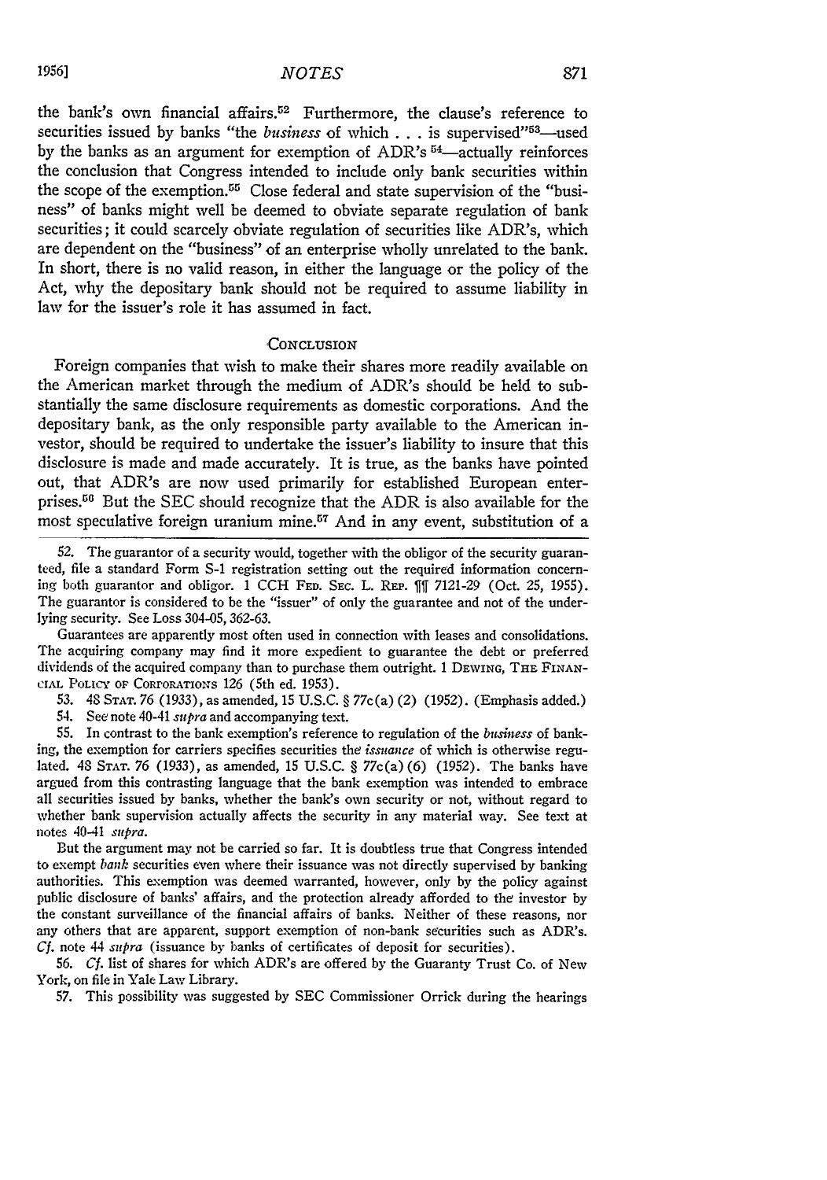the bank's own financial affairs.[52] Furthermore, the clause's reference to securities issued by banks "the *business* of which . . . is supervised"[53]—used by the banks as an argument for exemption of ADR's [54]—actually reinforces the conclusion that Congress intended to include only bank securities within the scope of the exemption.[55] Close federal and state supervision of the "business" of banks might well be deemed to obviate separate regulation of bank securities; it could scarcely obviate regulation of securities like ADR's, which are dependent on the "business" of an enterprise wholly unrelated to the bank. In short, there is no valid reason, in either the language or the policy of the Act, why the depositary bank should not be required to assume liability in law for the issuer's role it has assumed in fact.

## CONCLUSION

Foreign companies that wish to make their shares more readily available on the American market through the medium of ADR's should be held to substantially the same disclosure requirements as domestic corporations. And the depositary bank, as the only responsible party available to the American investor, should be required to undertake the issuer's liability to insure that this disclosure is made and made accurately. It is true, as the banks have pointed out, that ADR's are now used primarily for established European enterprises.[56] But the SEC should recognize that the ADR is also available for the most speculative foreign uranium mine.[57] And in any event, substitution of a

---

52. The guarantor of a security would, together with the obligor of the security guaranteed, file a standard Form S-1 registration setting out the required information concerning both guarantor and obligor. 1 CCH FED. SEC. L. REP. ¶¶ 7121-29 (Oct. 25, 1955). The guarantor is considered to be the "issuer" of only the guarantee and not of the underlying security. See Loss 304-05, 362-63.

Guarantees are apparently most often used in connection with leases and consolidations. The acquiring company may find it more expedient to guarantee the debt or preferred dividends of the acquired company than to purchase them outright. 1 DEWING, THE FINANCIAL POLICY OF CORPORATIONS 126 (5th ed. 1953).

53. 48 STAT. 76 (1933), as amended, 15 U.S.C. § 77c(a) (2) (1952). (Emphasis added.)

54. See note 40-41 *supra* and accompanying text.

55. In contrast to the bank exemption's reference to regulation of the *business* of banking, the exemption for carriers specifies securities the *issuance* of which is otherwise regulated. 48 STAT. 76 (1933), as amended, 15 U.S.C. § 77c(a) (6) (1952). The banks have argued from this contrasting language that the bank exemption was intended to embrace all securities issued by banks, whether the bank's own security or not, without regard to whether bank supervision actually affects the security in any material way. See text at notes 40-41 *supra*.

But the argument may not be carried so far. It is doubtless true that Congress intended to exempt *bank* securities even where their issuance was not directly supervised by banking authorities. This exemption was deemed warranted, however, only by the policy against public disclosure of banks' affairs, and the protection already afforded to the investor by the constant surveillance of the financial affairs of banks. Neither of these reasons, nor any others that are apparent, support exemption of non-bank securities such as ADR's. *Cf.* note 44 *supra* (issuance by banks of certificates of deposit for securities).

56. *Cf.* list of shares for which ADR's are offered by the Guaranty Trust Co. of New York, on file in Yale Law Library.

57. This possibility was suggested by SEC Commissioner Orrick during the hearings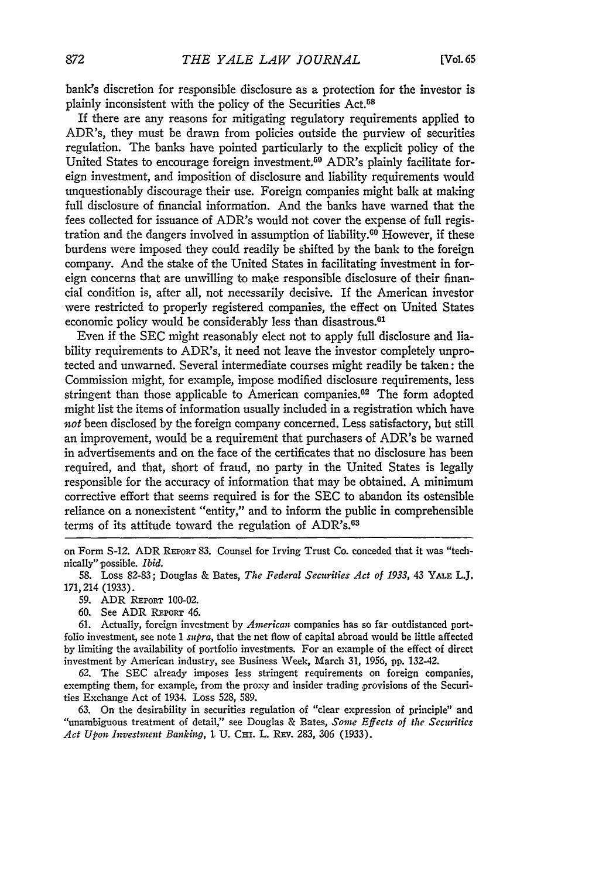bank's discretion for responsible disclosure as a protection for the investor is plainly inconsistent with the policy of the Securities Act.[58]

If there are any reasons for mitigating regulatory requirements applied to ADR's, they must be drawn from policies outside the purview of securities regulation. The banks have pointed particularly to the explicit policy of the United States to encourage foreign investment.[59] ADR's plainly facilitate foreign investment, and imposition of disclosure and liability requirements would unquestionably discourage their use. Foreign companies might balk at making full disclosure of financial information. And the banks have warned that the fees collected for issuance of ADR's would not cover the expense of full registration and the dangers involved in assumption of liability.[60] However, if these burdens were imposed they could readily be shifted by the bank to the foreign company. And the stake of the United States in facilitating investment in foreign concerns that are unwilling to make responsible disclosure of their financial condition is, after all, not necessarily decisive. If the American investor were restricted to properly registered companies, the effect on United States economic policy would be considerably less than disastrous.[61]

Even if the SEC might reasonably elect not to apply full disclosure and liability requirements to ADR's, it need not leave the investor completely unprotected and unwarned. Several intermediate courses might readily be taken: the Commission might, for example, impose modified disclosure requirements, less stringent than those applicable to American companies.[62] The form adopted might list the items of information usually included in a registration which have *not* been disclosed by the foreign company concerned. Less satisfactory, but still an improvement, would be a requirement that purchasers of ADR's be warned in advertisements and on the face of the certificates that no disclosure has been required, and that, short of fraud, no party in the United States is legally responsible for the accuracy of information that may be obtained. A minimum corrective effort that seems required is for the SEC to abandon its ostensible reliance on a nonexistent "entity," and to inform the public in comprehensible terms of its attitude toward the regulation of ADR's.[63]

---

on Form S-12. ADR REPORT 83. Counsel for Irving Trust Co. conceded that it was "technically" possible. *Ibid.*

58. Loss 82-83; Douglas & Bates, *The Federal Securities Act of 1933*, 43 YALE L.J. 171, 214 (1933).

59. ADR REPORT 100-02.

60. See ADR REPORT 46.

61. Actually, foreign investment by *American* companies has so far outdistanced portfolio investment, see note 1 *supra*, that the net flow of capital abroad would be little affected by limiting the availability of portfolio investments. For an example of the effect of direct investment by American industry, see Business Week, March 31, 1956, pp. 132-42.

62. The SEC already imposes less stringent requirements on foreign companies, exempting them, for example, from the proxy and insider trading provisions of the Securities Exchange Act of 1934. Loss 528, 589.

63. On the desirability in securities regulation of "clear expression of principle" and "unambiguous treatment of detail," see Douglas & Bates, *Some Effects of the Securities Act Upon Investment Banking*, 1 U. CHI. L. REV. 283, 306 (1933).